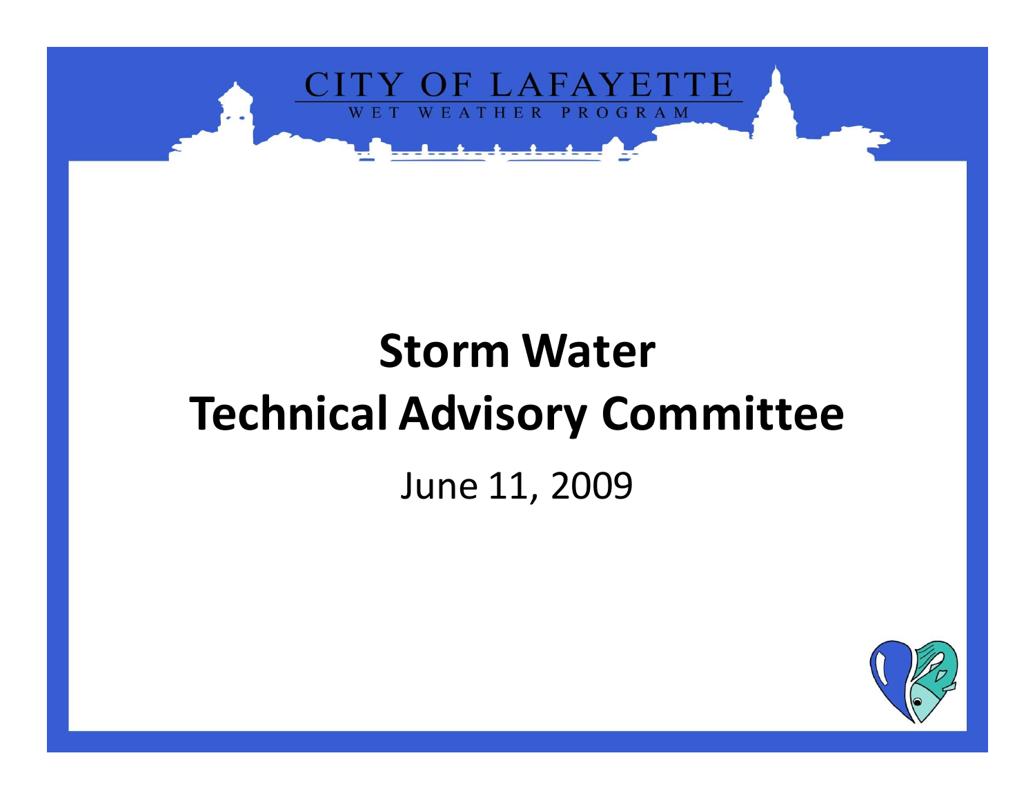CITY OF LAFAYETTE

WET WEATHER PROGRAM

# Storm Water Technical Advisory Committee

June 11, 2009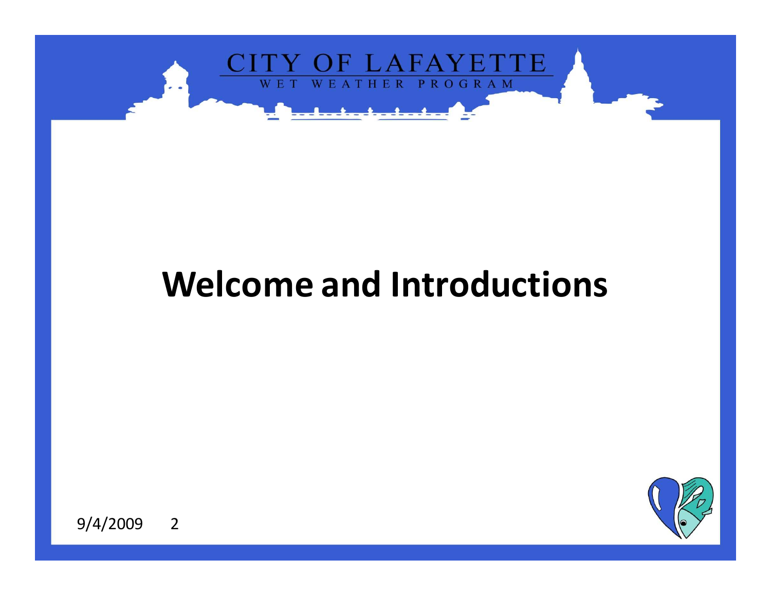# Welcome and Introductions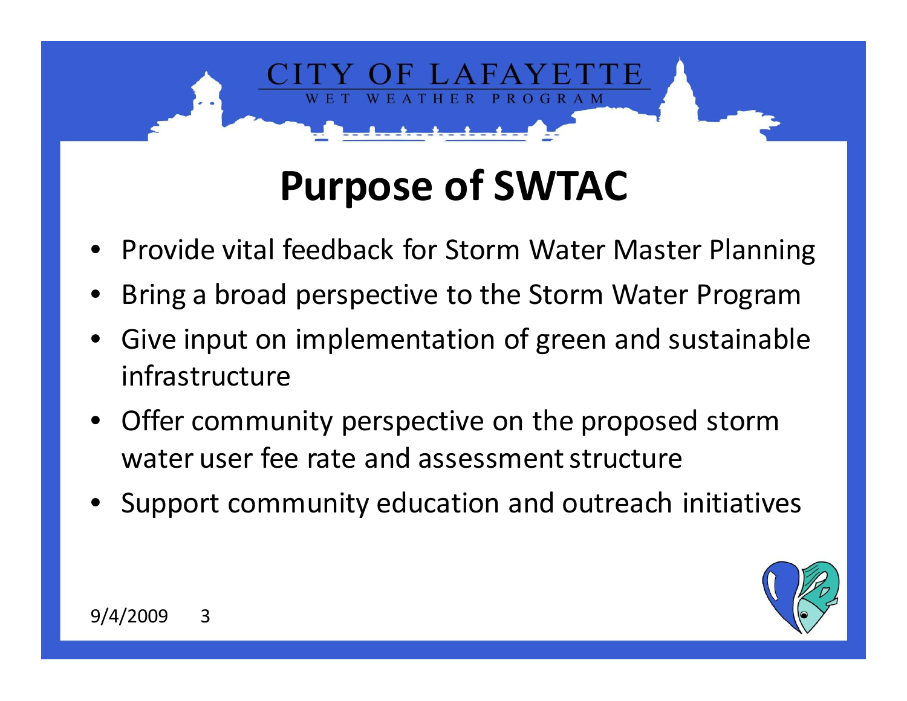# Purpose of SWTAC

- Provide vital feedback for Storm Water Master Planning
- Bring a broad perspective to the Storm Water Program
- Give input on implementation of green and sustainable infrastructure
- Offer community perspective on the proposed storm water user fee rate and assessment structure
- Support community education and outreach initiatives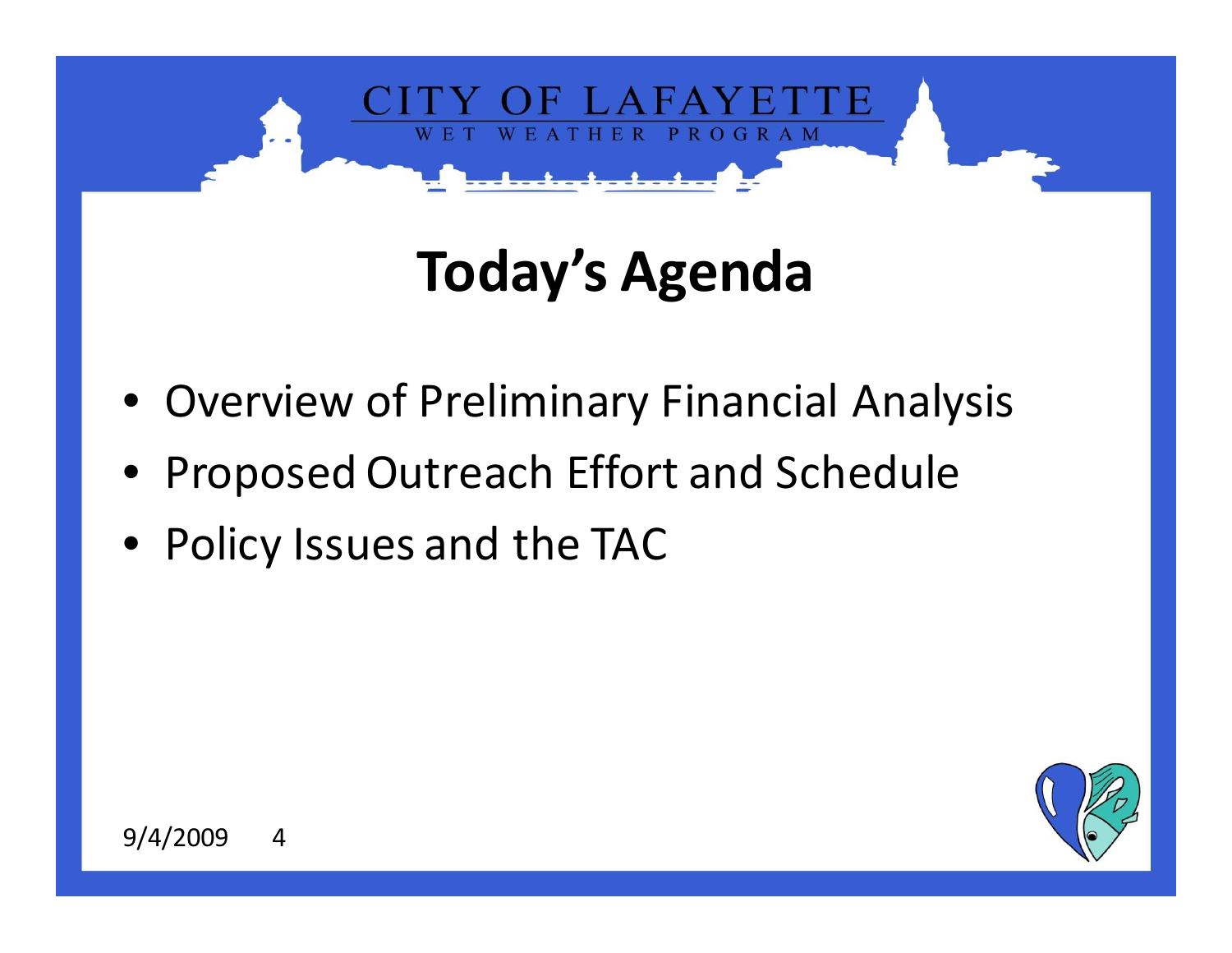# Today's Agenda

- Overview of Preliminary Financial Analysis
- Proposed Outreach Effort and Schedule
- Policy Issues and the TAC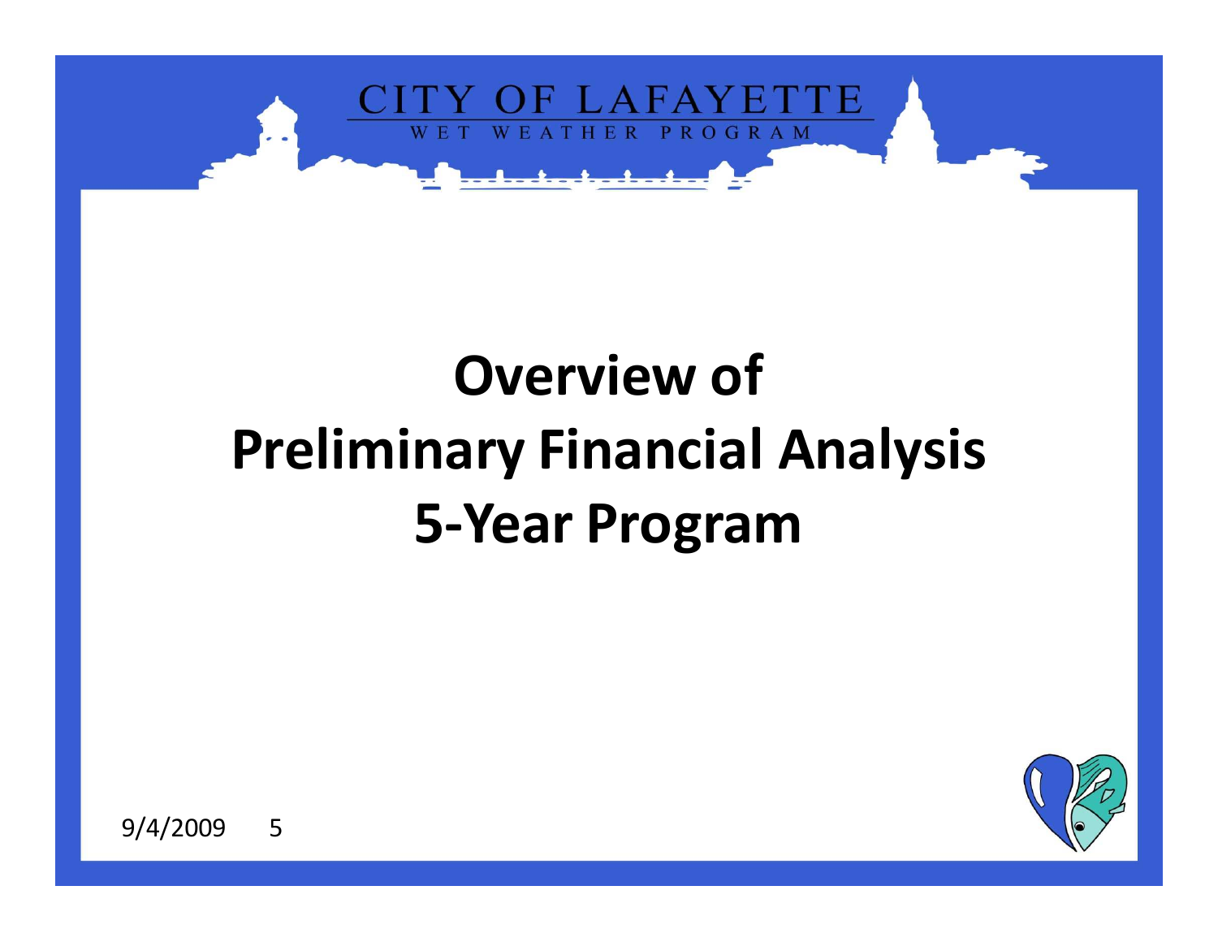# Overview of Preliminary Financial Analysis 5-Year Program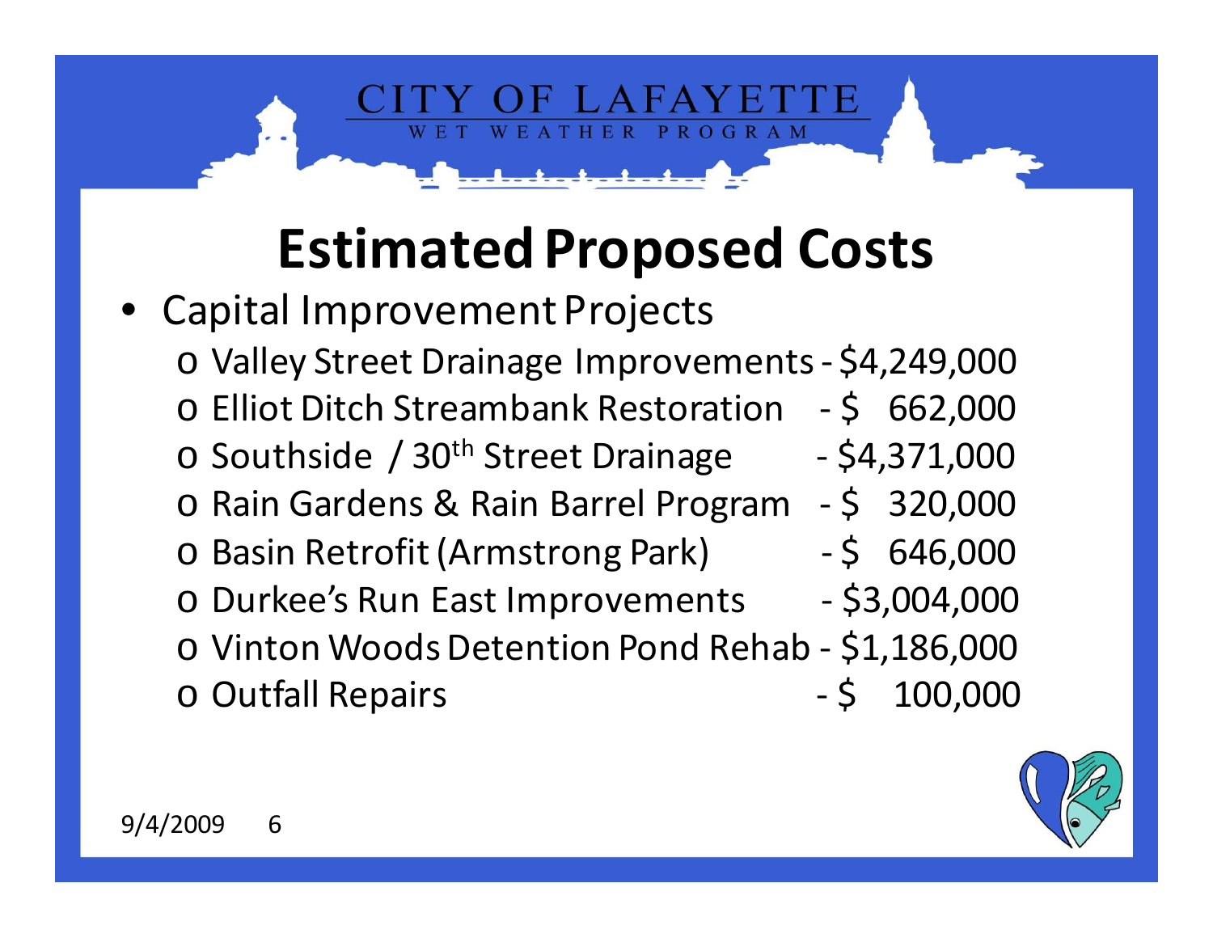# Estimated Proposed Costs

- Capital Improvement Projects
  - Valley Street Drainage Improvements - $4,249,000
  - Elliot Ditch Streambank Restoration - $ 662,000
  - Southside / 30th Street Drainage - $4,371,000
  - Rain Gardens & Rain Barrel Program - $ 320,000
  - Basin Retrofit (Armstrong Park) - $ 646,000
  - Durkee's Run East Improvements - $3,004,000
  - Vinton Woods Detention Pond Rehab - $1,186,000
  - Outfall Repairs - $ 100,000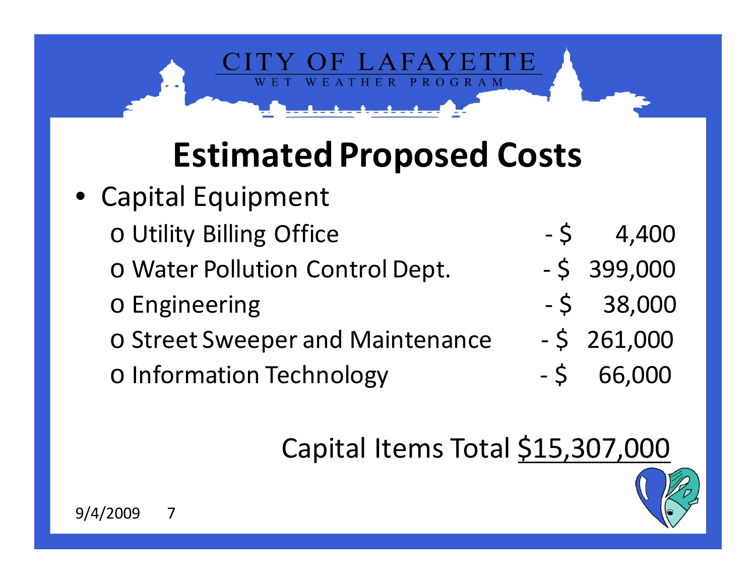# Estimated Proposed Costs

- Capital Equipment
  - Utility Billing Office - $ 4,400
  - Water Pollution Control Dept. - $ 399,000
  - Engineering - $ 38,000
  - Street Sweeper and Maintenance - $ 261,000
  - Information Technology - $ 66,000

Capital Items Total $15,307,000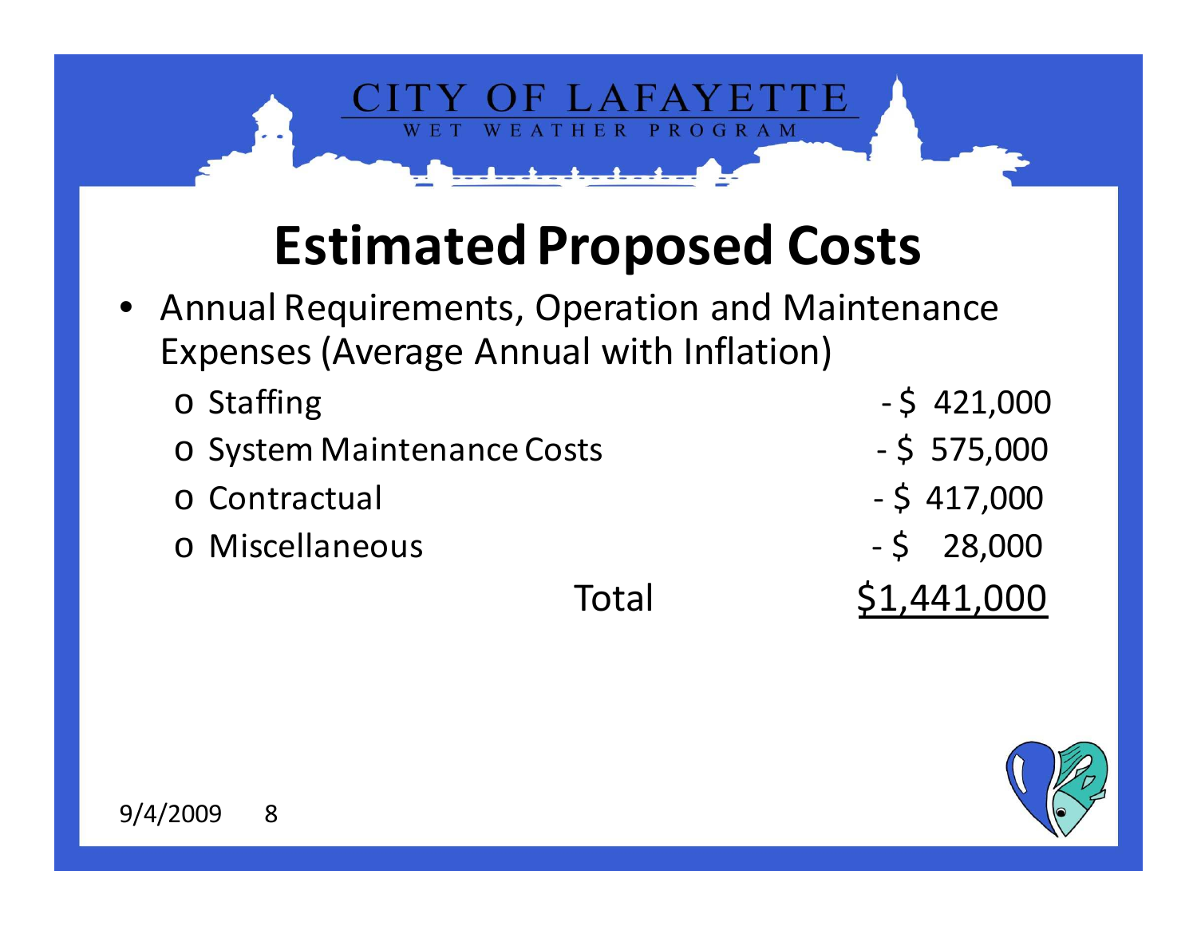CITY OF LAFAYETTE
WET WEATHER PROGRAM

# Estimated Proposed Costs

- Annual Requirements, Operation and Maintenance Expenses (Average Annual with Inflation)
  - Staffing - $ 421,000
  - System Maintenance Costs - $ 575,000
  - Contractual - $ 417,000
  - Miscellaneous - $ 28,000

Total $1,441,000

9/4/2009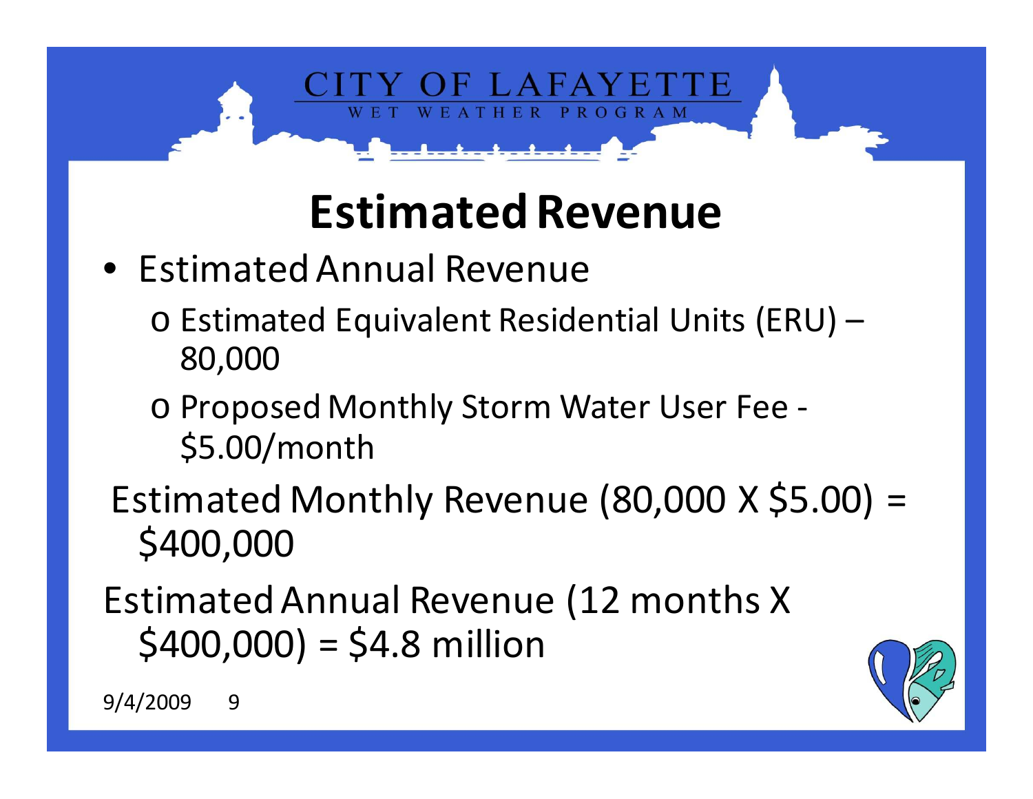CITY OF LAFAYETTE
WET WEATHER PROGRAM

# Estimated Revenue

- Estimated Annual Revenue
  - Estimated Equivalent Residential Units (ERU) – 80,000
  - Proposed Monthly Storm Water User Fee - $5.00/month

Estimated Monthly Revenue (80,000 X $5.00) = $400,000

Estimated Annual Revenue (12 months X $400,000) = $4.8 million

9/4/2009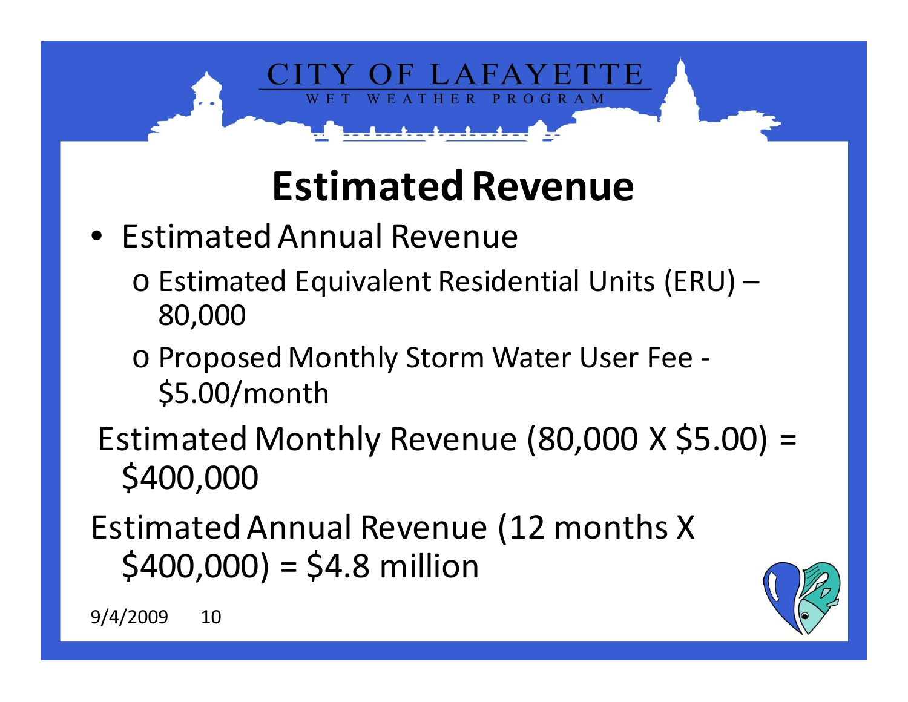# Estimated Revenue

- Estimated Annual Revenue
  - Estimated Equivalent Residential Units (ERU) – 80,000
  - Proposed Monthly Storm Water User Fee - $5.00/month

Estimated Monthly Revenue (80,000 X $5.00) = $400,000

Estimated Annual Revenue (12 months X $400,000) = $4.8 million

9/4/2009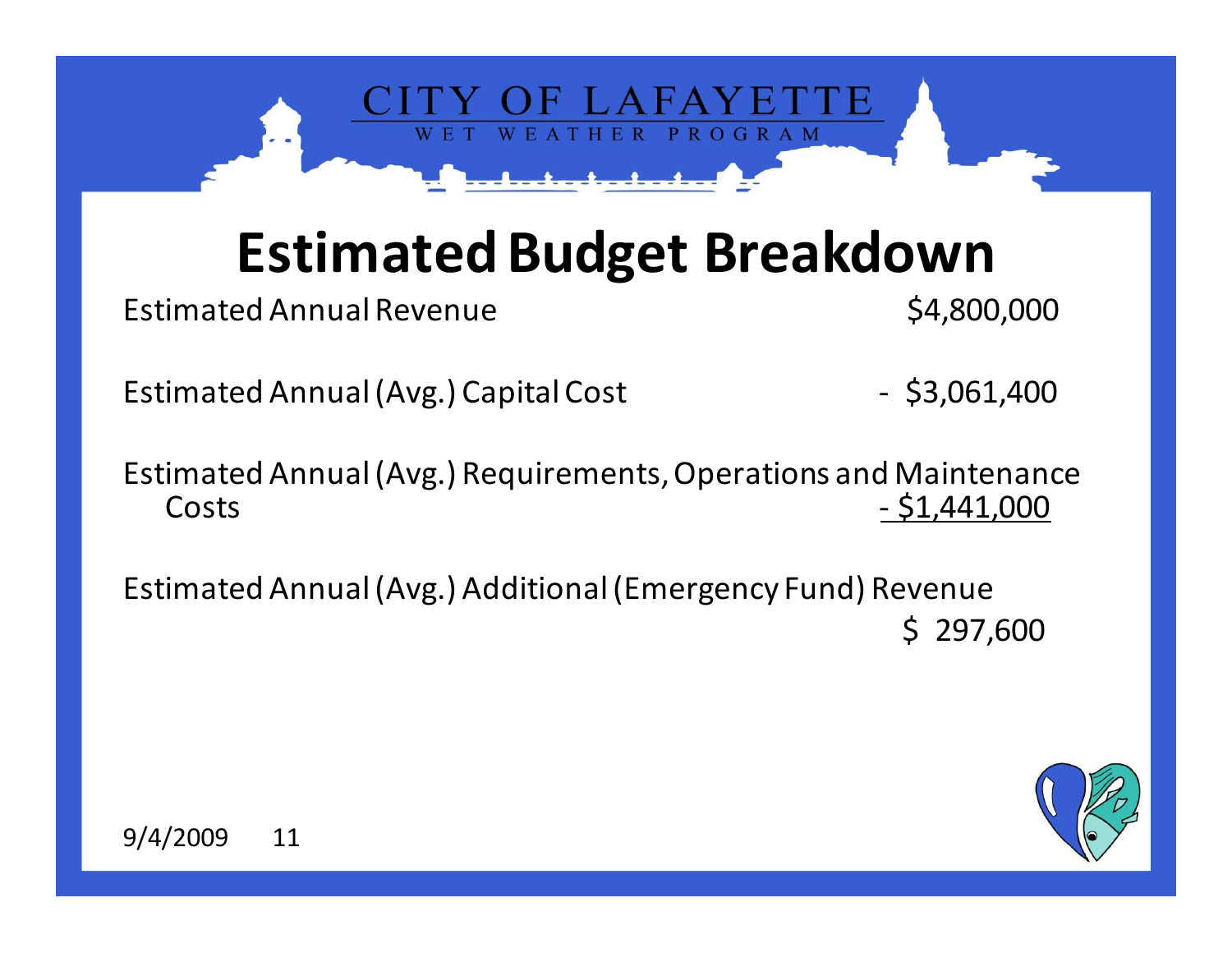# Estimated Budget Breakdown

| | |
|---|---|
| Estimated Annual Revenue | $4,800,000 |
| Estimated Annual (Avg.) Capital Cost | - $3,061,400 |
| Estimated Annual (Avg.) Requirements, Operations and Maintenance Costs | - $1,441,000 |
| Estimated Annual (Avg.) Additional (Emergency Fund) Revenue | $ 297,600 |

9/4/2009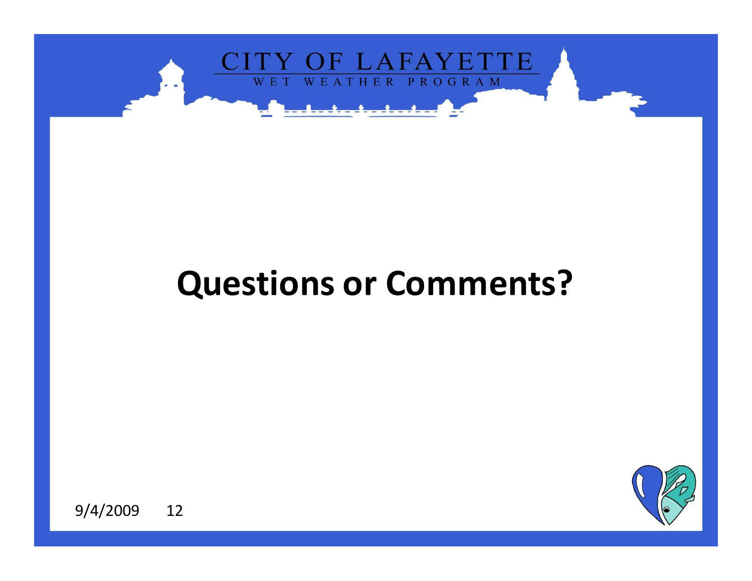# Questions or Comments?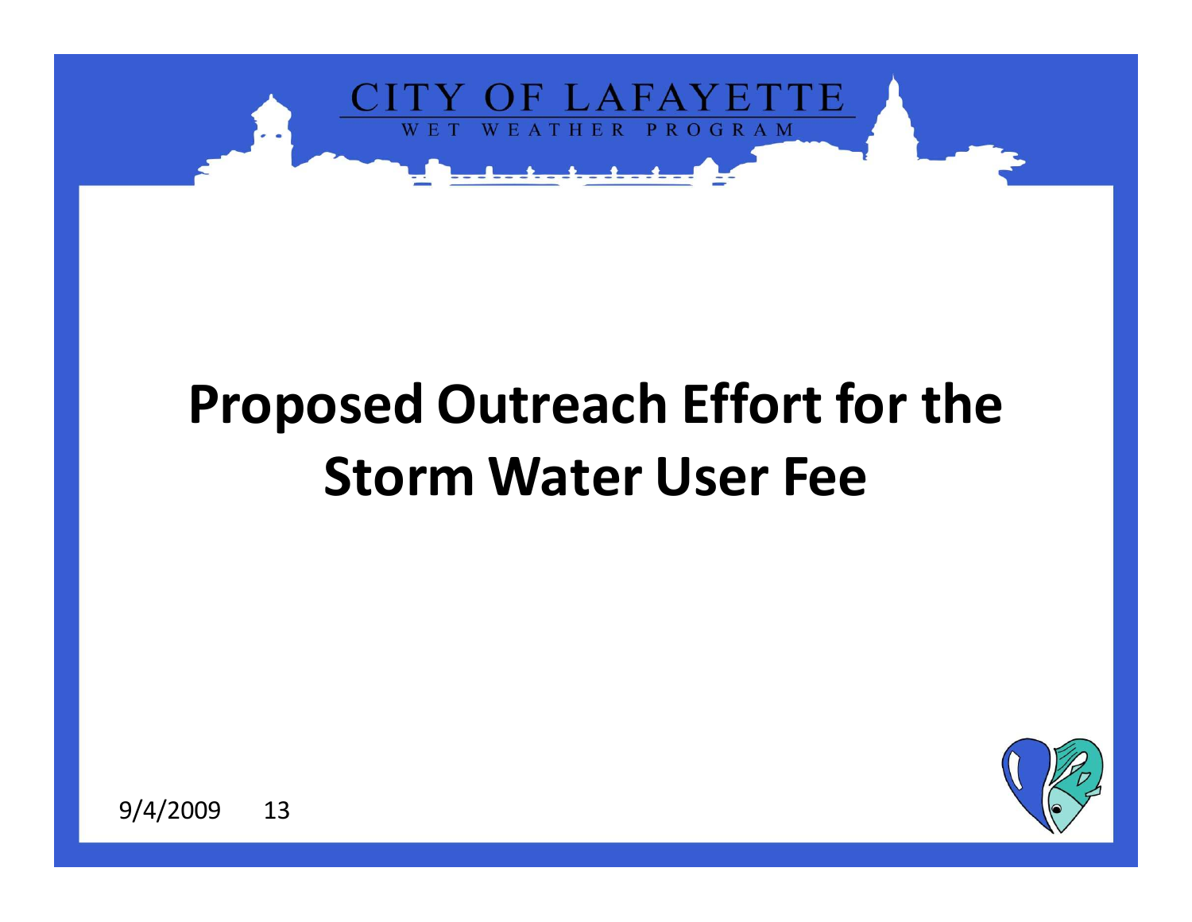# Proposed Outreach Effort for the Storm Water User Fee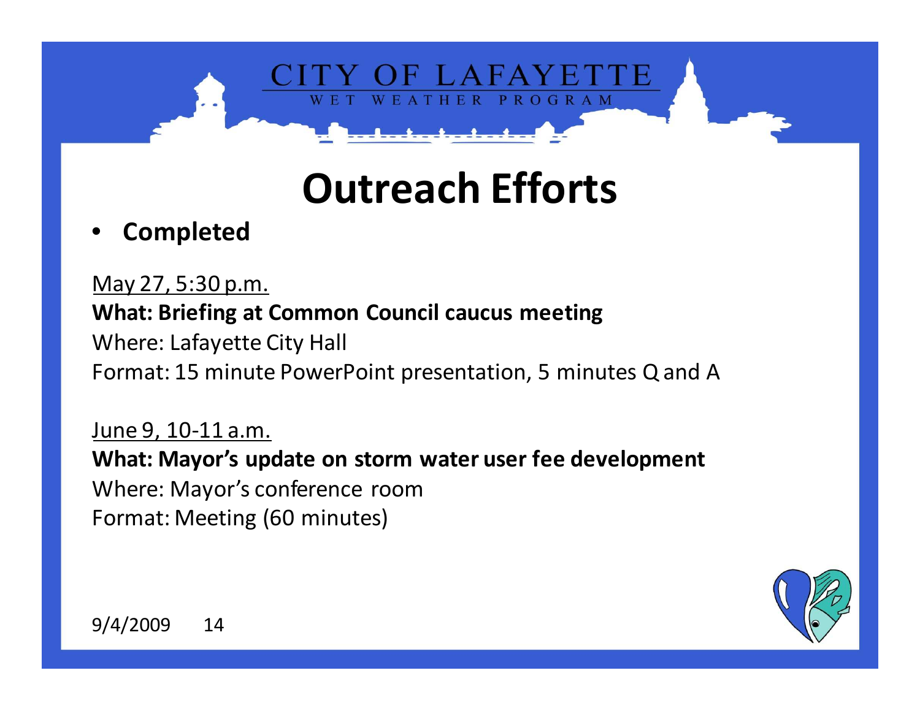# Outreach Efforts

- **Completed**

May 27, 5:30 p.m.

**What: Briefing at Common Council caucus meeting**

Where: Lafayette City Hall

Format: 15 minute PowerPoint presentation, 5 minutes Q and A

June 9, 10-11 a.m.

**What: Mayor's update on storm water user fee development**

Where: Mayor's conference room

Format: Meeting (60 minutes)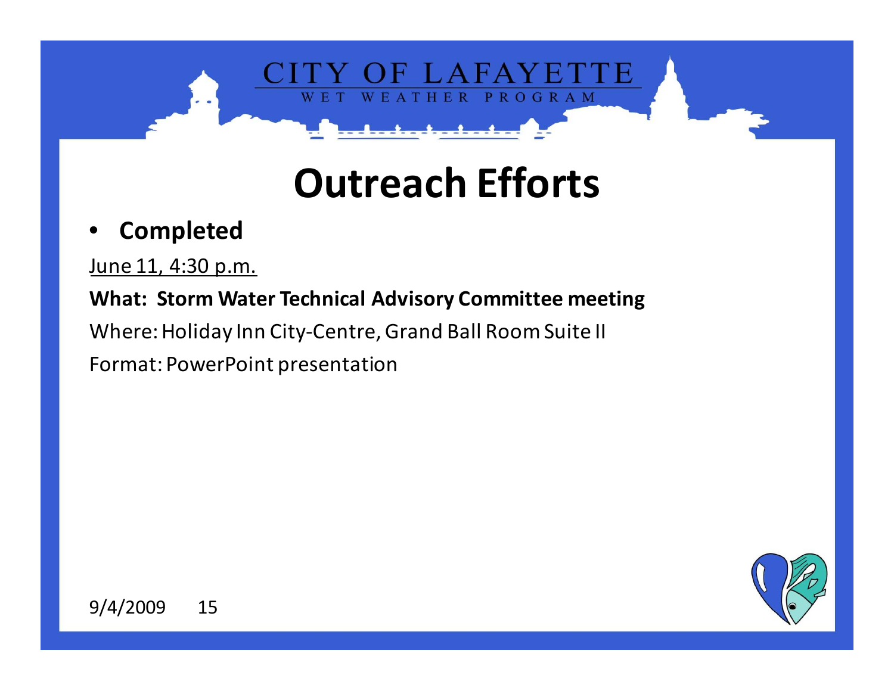# Outreach Efforts

- **Completed**

June 11, 4:30 p.m.

**What: Storm Water Technical Advisory Committee meeting**

Where: Holiday Inn City-Centre, Grand Ball Room Suite II

Format: PowerPoint presentation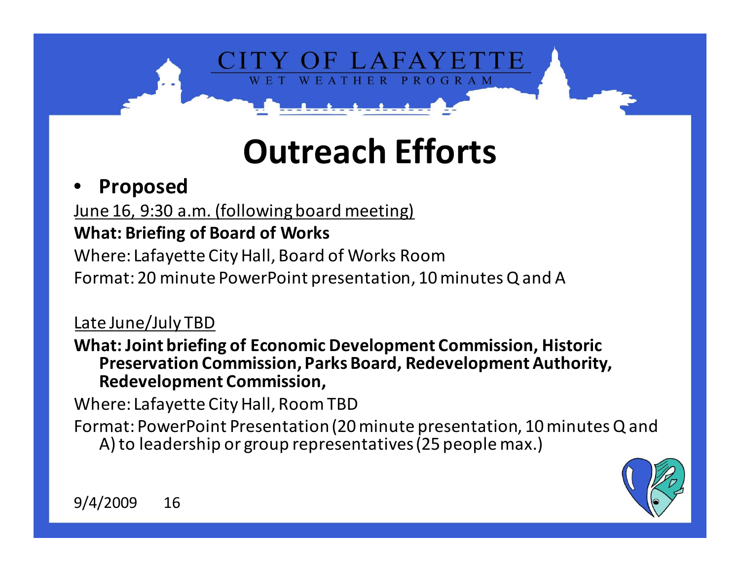CITY OF LAFAYETTE
WET WEATHER PROGRAM

# Outreach Efforts

- **Proposed**

June 16, 9:30 a.m. (following board meeting)

**What: Briefing of Board of Works**

Where: Lafayette City Hall, Board of Works Room

Format: 20 minute PowerPoint presentation, 10 minutes Q and A

Late June/July TBD

**What: Joint briefing of Economic Development Commission, Historic Preservation Commission, Parks Board, Redevelopment Authority, Redevelopment Commission,**

Where: Lafayette City Hall, Room TBD

Format: PowerPoint Presentation (20 minute presentation, 10 minutes Q and A) to leadership or group representatives (25 people max.)

9/4/2009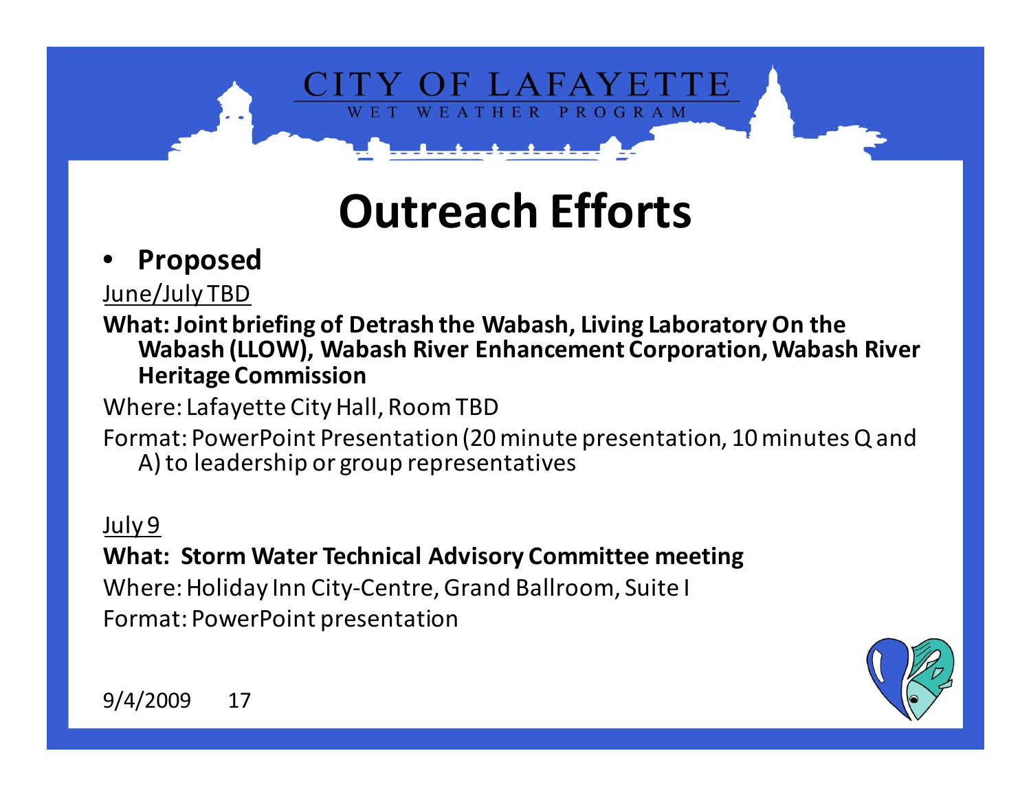# Outreach Efforts

- **Proposed**

June/July TBD

**What: Joint briefing of Detrash the Wabash, Living Laboratory On the Wabash (LLOW), Wabash River Enhancement Corporation, Wabash River Heritage Commission**

Where: Lafayette City Hall, Room TBD

Format: PowerPoint Presentation (20 minute presentation, 10 minutes Q and A) to leadership or group representatives

July 9

**What: Storm Water Technical Advisory Committee meeting**

Where: Holiday Inn City-Centre, Grand Ballroom, Suite I

Format: PowerPoint presentation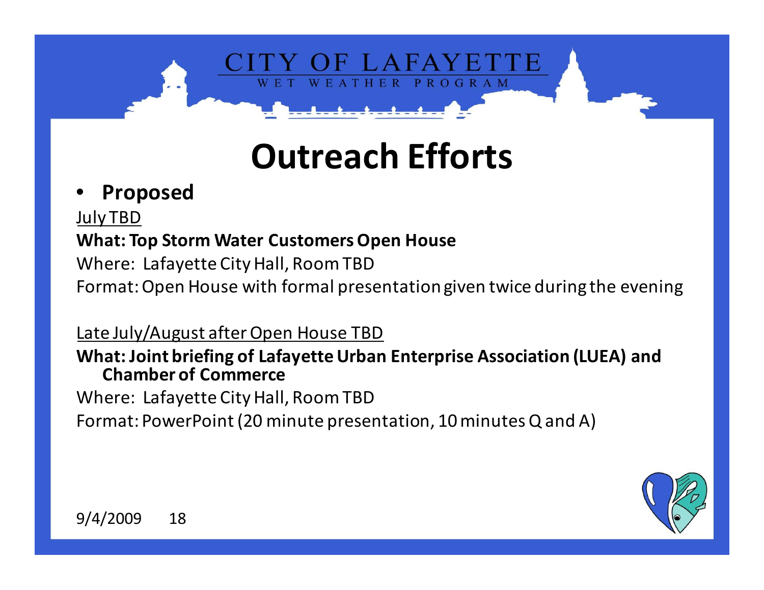# Outreach Efforts

- **Proposed**

July TBD

**What: Top Storm Water Customers Open House**

Where: Lafayette City Hall, Room TBD

Format: Open House with formal presentation given twice during the evening

Late July/August after Open House TBD

**What: Joint briefing of Lafayette Urban Enterprise Association (LUEA) and Chamber of Commerce**

Where: Lafayette City Hall, Room TBD

Format: PowerPoint (20 minute presentation, 10 minutes Q and A)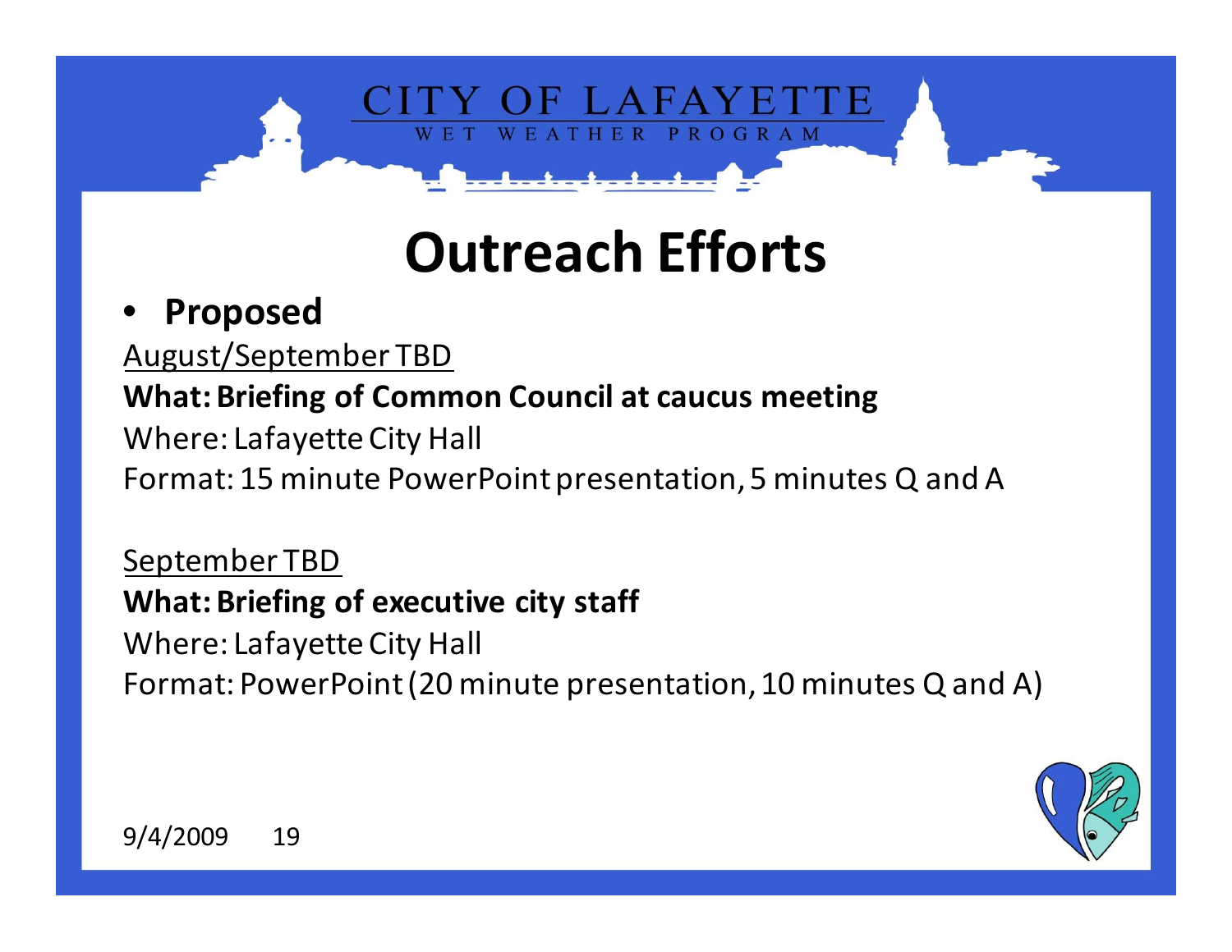# Outreach Efforts

- **Proposed**

August/September TBD

**What: Briefing of Common Council at caucus meeting**

Where: Lafayette City Hall

Format: 15 minute PowerPoint presentation, 5 minutes Q and A

September TBD

**What: Briefing of executive city staff**

Where: Lafayette City Hall

Format: PowerPoint (20 minute presentation, 10 minutes Q and A)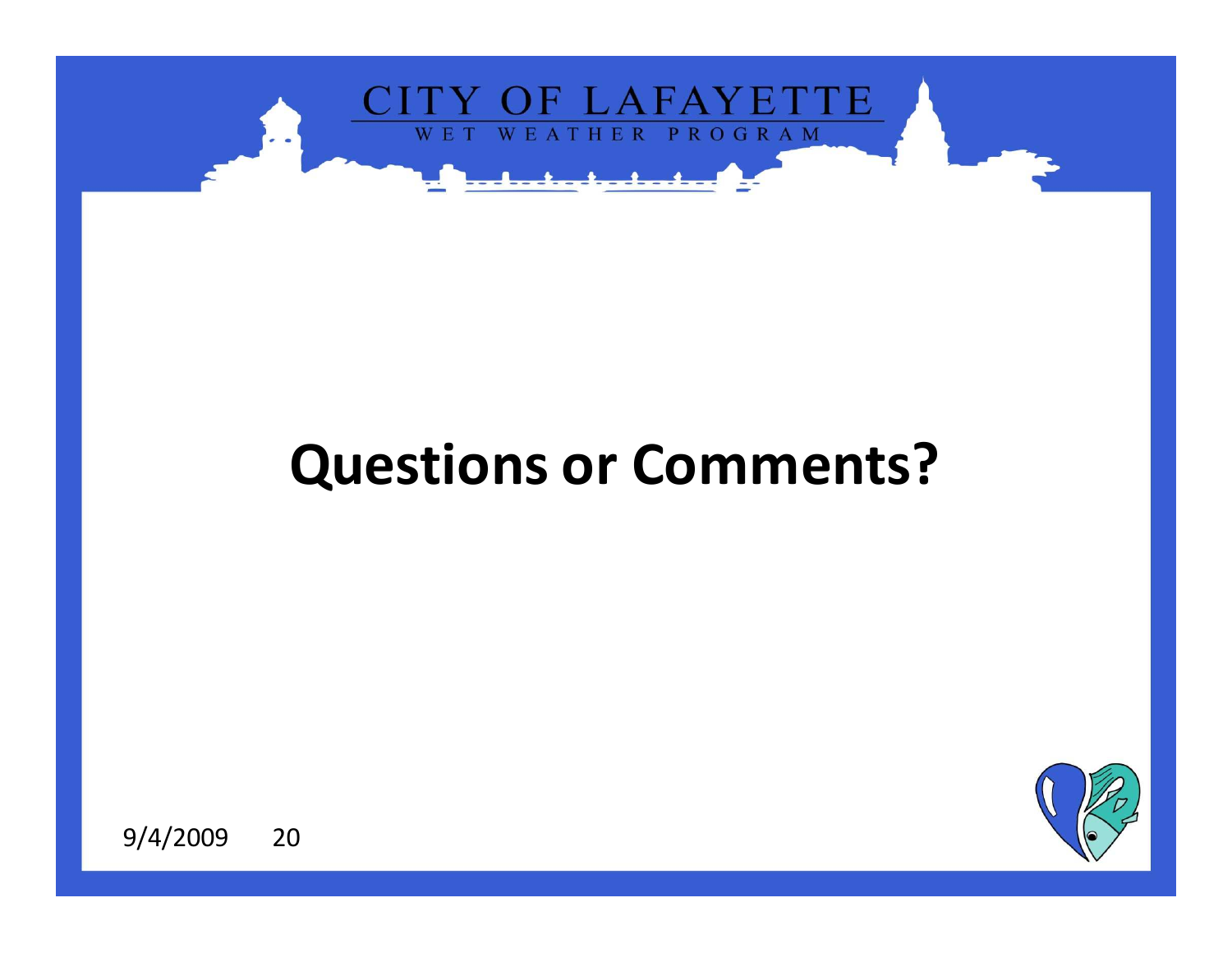# Questions or Comments?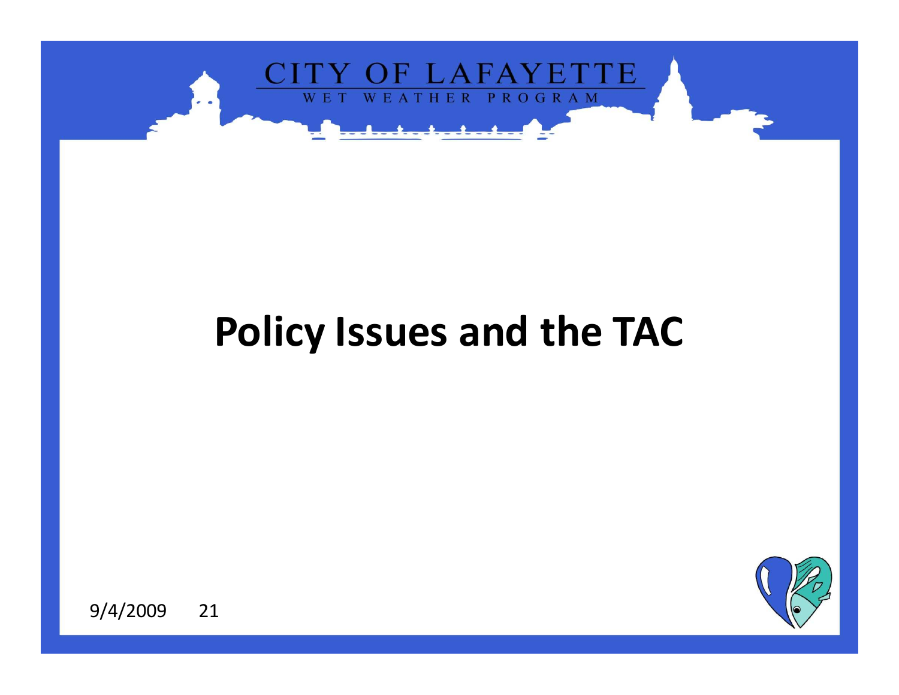# Policy Issues and the TAC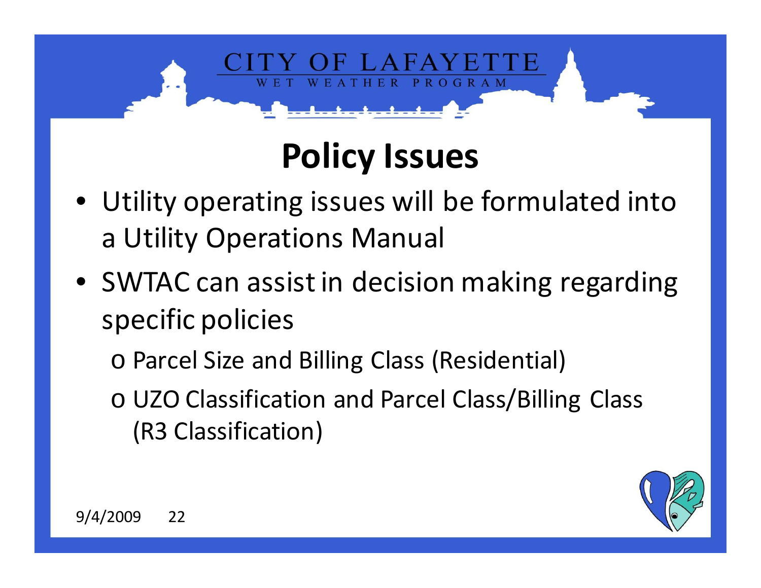# Policy Issues

- Utility operating issues will be formulated into a Utility Operations Manual
- SWTAC can assist in decision making regarding specific policies
  - Parcel Size and Billing Class (Residential)
  - UZO Classification and Parcel Class/Billing Class (R3 Classification)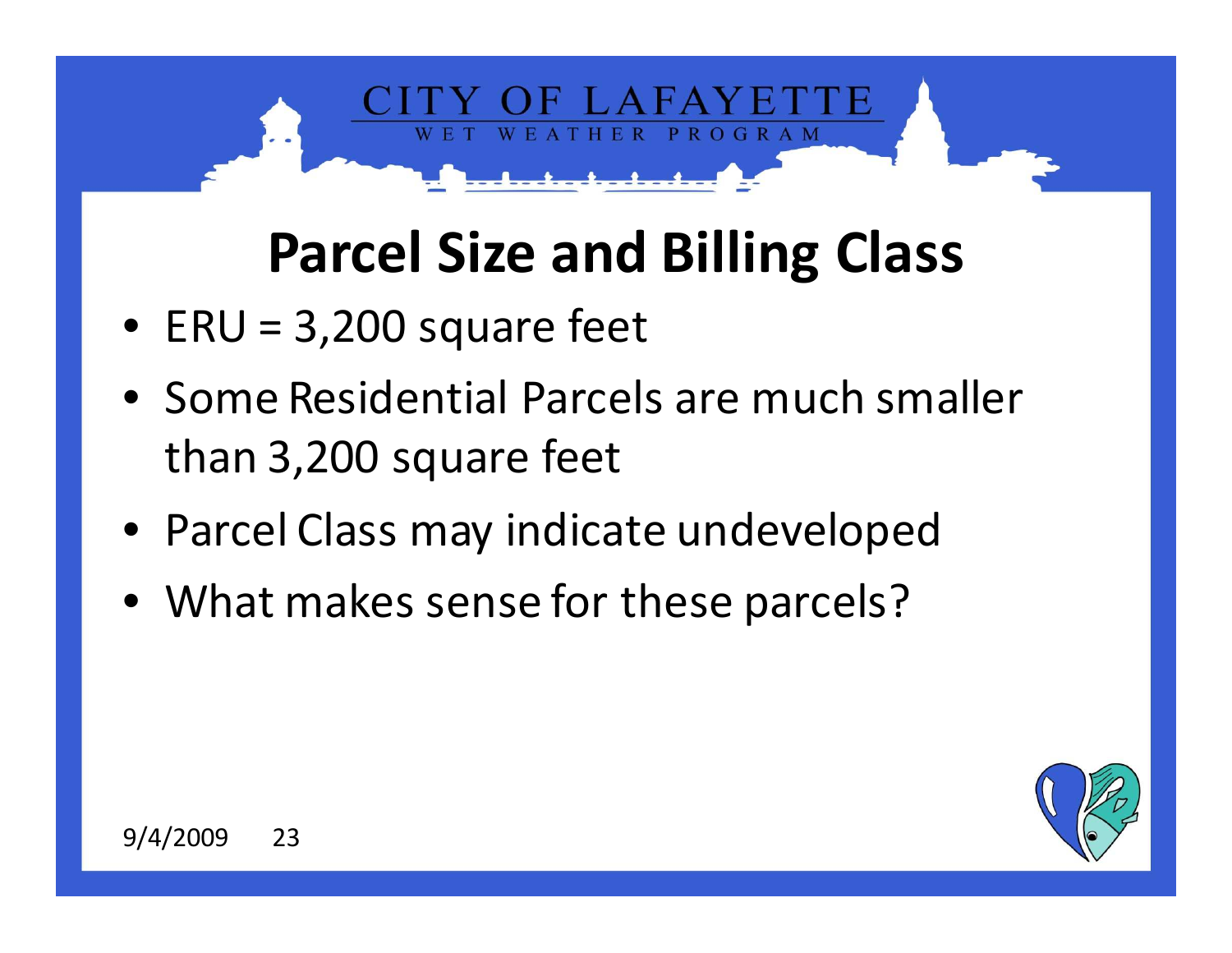# Parcel Size and Billing Class

- ERU = 3,200 square feet
- Some Residential Parcels are much smaller than 3,200 square feet
- Parcel Class may indicate undeveloped
- What makes sense for these parcels?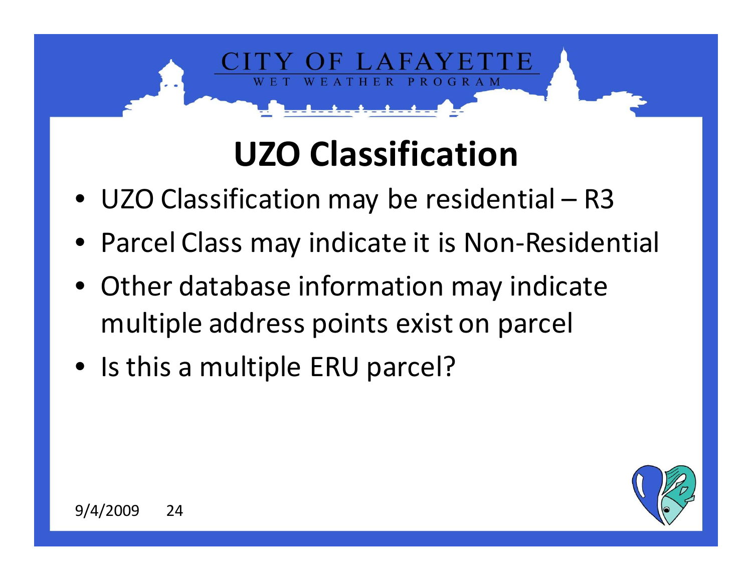# UZO Classification

- UZO Classification may be residential – R3
- Parcel Class may indicate it is Non-Residential
- Other database information may indicate multiple address points exist on parcel
- Is this a multiple ERU parcel?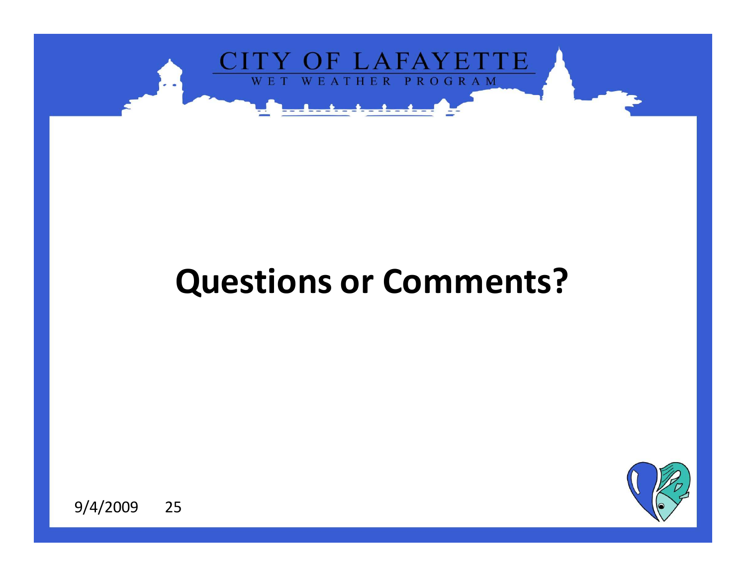# Questions or Comments?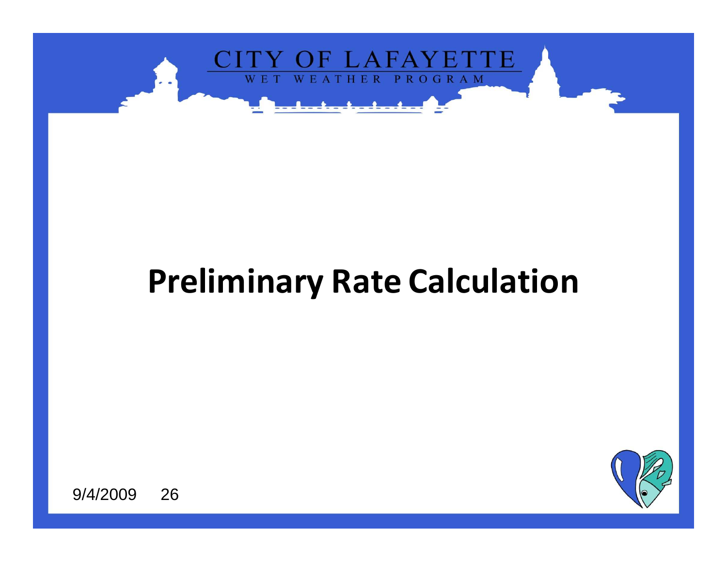# Preliminary Rate Calculation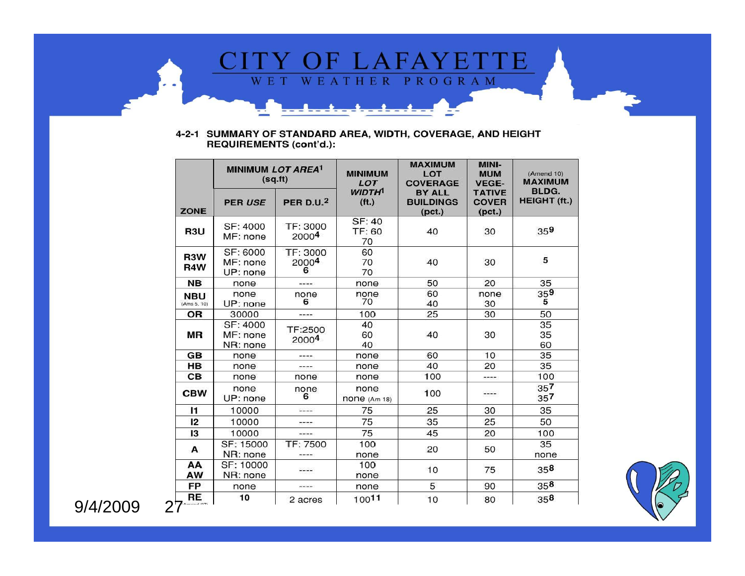# CITY OF LAFAYETTE

WET WEATHER PROGRAM

**4-2-1 SUMMARY OF STANDARD AREA, WIDTH, COVERAGE, AND HEIGHT REQUIREMENTS (cont'd.):**

| ZONE | MINIMUM *LOT AREA*[1] (sq.ft) | | MINIMUM *LOT WIDTH*[1] (ft.) | MAXIMUM LOT COVERAGE BY ALL BUILDINGS (pct.) | MINIMUM VEGETATIVE COVER (pct.) | (Amend 10) MAXIMUM BLDG. HEIGHT (ft.) |
|---|---|---|---|---|---|---|
| | PER *USE* | PER D.U.[2] | | | | |
| R3U | SF: 4000<br>MF: none | TF: 3000<br>2000[4] | SF: 40<br>TF: 60<br>70 | 40 | 30 | 35[9] |
| R3W<br>R4W | SF: 6000<br>MF: none<br>UP: none | TF: 3000<br>2000[4]<br>6 | 60<br>70<br>70 | 40 | 30 | 5 |
| NB | none | ---- | none | 50 | 20 | 35 |
| NBU (Ams 5, 10) | none<br>UP: none | none<br>6 | none<br>70 | 60<br>40 | none<br>30 | 35[9]<br>5 |
| OR | 30000 | ---- | 100 | 25 | 30 | 50 |
| MR | SF: 4000<br>MF: none<br>NR: none | TF:2500<br>2000[4] | 40<br>60<br>40 | 40 | 30 | 35<br>35<br>60 |
| GB | none | ---- | none | 60 | 10 | 35 |
| HB | none | ---- | none | 40 | 20 | 35 |
| CB | none | none | none | 100 | ---- | 100 |
| CBW | none<br>UP: none | none<br>6 | none<br>none (Am 18) | 100 | ---- | 35[7]<br>35[7] |
| I1 | 10000 | ---- | 75 | 25 | 30 | 35 |
| I2 | 10000 | ---- | 75 | 35 | 25 | 50 |
| I3 | 10000 | ---- | 75 | 45 | 20 | 100 |
| A | SF: 15000<br>NR: none | TF: 7500<br>---- | 100<br>none | 20 | 50 | 35<br>none |
| AA<br>AW | SF: 10000<br>NR: none | ---- | 100<br>none | 10 | 75 | 35[8] |
| FP | none | ---- | none | 5 | 90 | 35[8] |
| RE | 10 | 2 acres | 100[11] | 10 | 80 | 35[8] |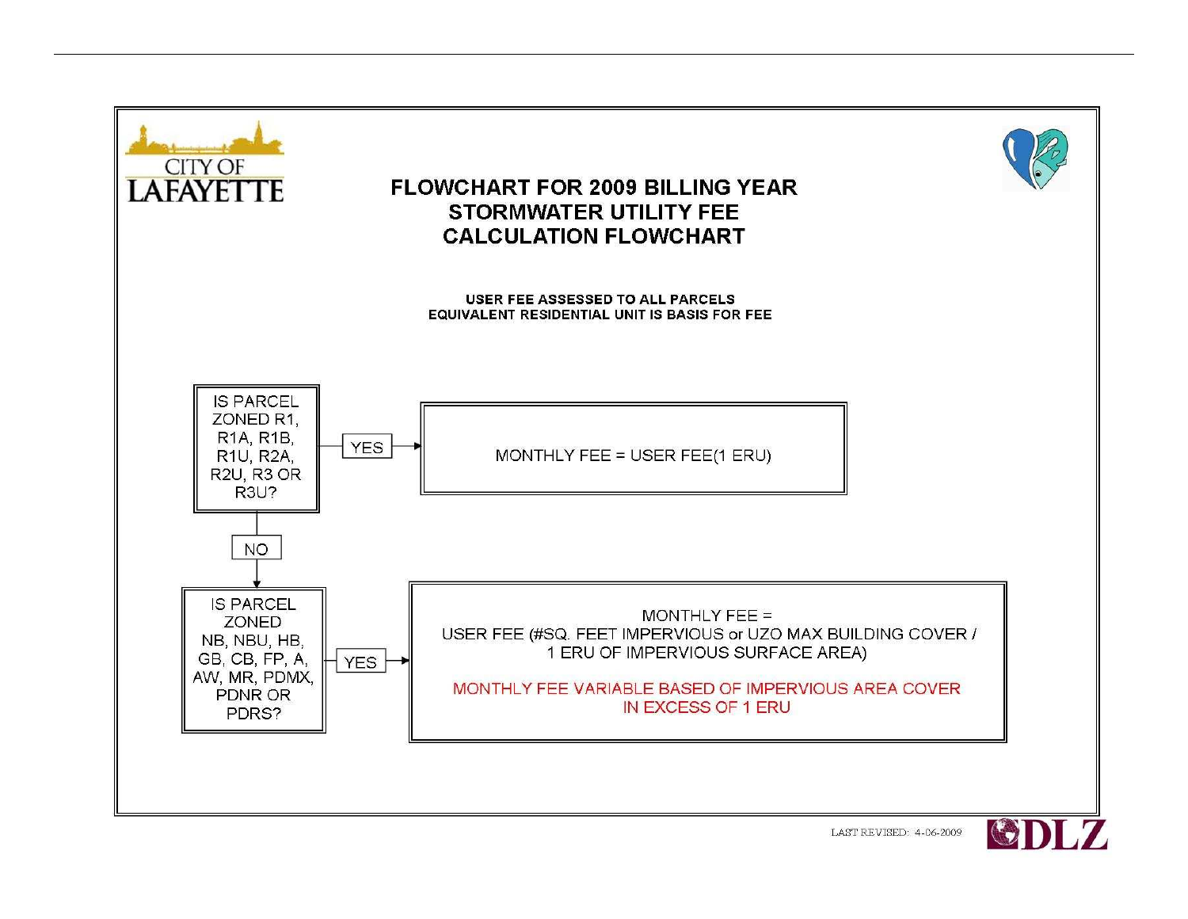CITY OF LAFAYETTE

# FLOWCHART FOR 2009 BILLING YEAR STORMWATER UTILITY FEE CALCULATION FLOWCHART

**USER FEE ASSESSED TO ALL PARCELS**
**EQUIVALENT RESIDENTIAL UNIT IS BASIS FOR FEE**

IS PARCEL ZONED R1, R1A, R1B, R1U, R2A, R2U, R3 OR R3U?

- YES → MONTHLY FEE = USER FEE(1 ERU)
- NO ↓

IS PARCEL ZONED NB, NBU, HB, GB, CB, FP, A, AW, MR, PDMX, PDNR OR PDRS?

- YES → MONTHLY FEE = USER FEE (#SQ. FEET IMPERVIOUS or UZO MAX BUILDING COVER / 1 ERU OF IMPERVIOUS SURFACE AREA)

  MONTHLY FEE VARIABLE BASED OF IMPERVIOUS AREA COVER IN EXCESS OF 1 ERU

LAST REVISED: 4-06-2009

DLZ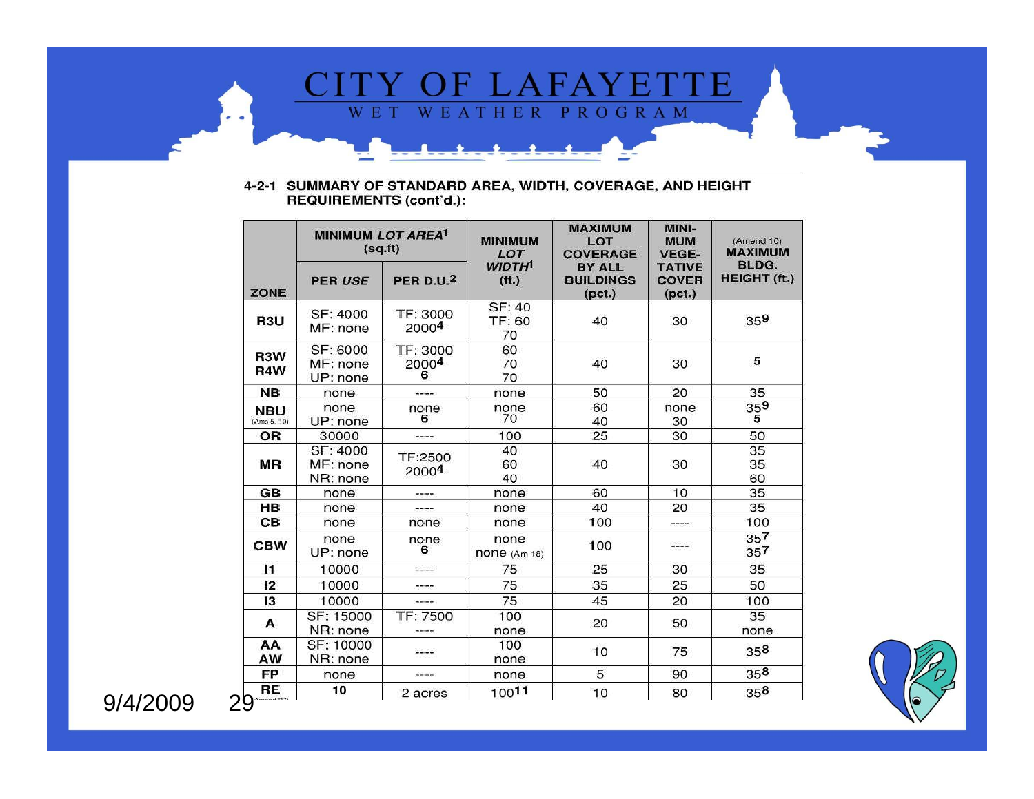# CITY OF LAFAYETTE

WET WEATHER PROGRAM

**4-2-1 SUMMARY OF STANDARD AREA, WIDTH, COVERAGE, AND HEIGHT REQUIREMENTS (cont'd.):**

| ZONE | MINIMUM *LOT AREA*[1] (sq.ft) | | MINIMUM *LOT WIDTH*[1] (ft.) | MAXIMUM LOT COVERAGE BY ALL BUILDINGS (pct.) | MINIMUM VEGETATIVE COVER (pct.) | (Amend 10) MAXIMUM BLDG. HEIGHT (ft.) |
|---|---|---|---|---|---|---|
| | PER *USE* | PER D.U.[2] | | | | |
| **R3U** | SF: 4000<br>MF: none | TF: 3000<br>2000[4] | SF: 40<br>TF: 60<br>70 | 40 | 30 | 35[9] |
| **R3W**<br>**R4W** | SF: 6000<br>MF: none<br>UP: none | TF: 3000<br>2000[4]<br>6 | 60<br>70<br>70 | 40 | 30 | 5 |
| **NB** | none | ---- | none | 50 | 20 | 35 |
| **NBU** (Ams 5, 10) | none<br>UP: none | none<br>6 | none<br>70 | 60<br>40 | none<br>30 | 35[9]<br>5 |
| **OR** | 30000 | ---- | 100 | 25 | 30 | 50 |
| **MR** | SF: 4000<br>MF: none<br>NR: none | TF:2500<br>2000[4] | 40<br>60<br>40 | 40 | 30 | 35<br>35<br>60 |
| **GB** | none | ---- | none | 60 | 10 | 35 |
| **HB** | none | ---- | none | 40 | 20 | 35 |
| **CB** | none | none | none | 100 | ---- | 100 |
| **CBW** | none<br>UP: none | none<br>6 | none<br>none (Am 18) | 100 | ---- | 35[7]<br>35[7] |
| **I1** | 10000 | ---- | 75 | 25 | 30 | 35 |
| **I2** | 10000 | ---- | 75 | 35 | 25 | 50 |
| **I3** | 10000 | ---- | 75 | 45 | 20 | 100 |
| **A** | SF: 15000<br>NR: none | TF: 7500<br>---- | 100<br>none | 20 | 50 | 35<br>none |
| **AA**<br>**AW** | SF: 10000<br>NR: none | ---- | 100<br>none | 10 | 75 | 35[8] |
| **FP** | none | ---- | none | 5 | 90 | 35[8] |
| **RE** | 10 | 2 acres | 100[11] | 10 | 80 | 35[8] |

9/4/2009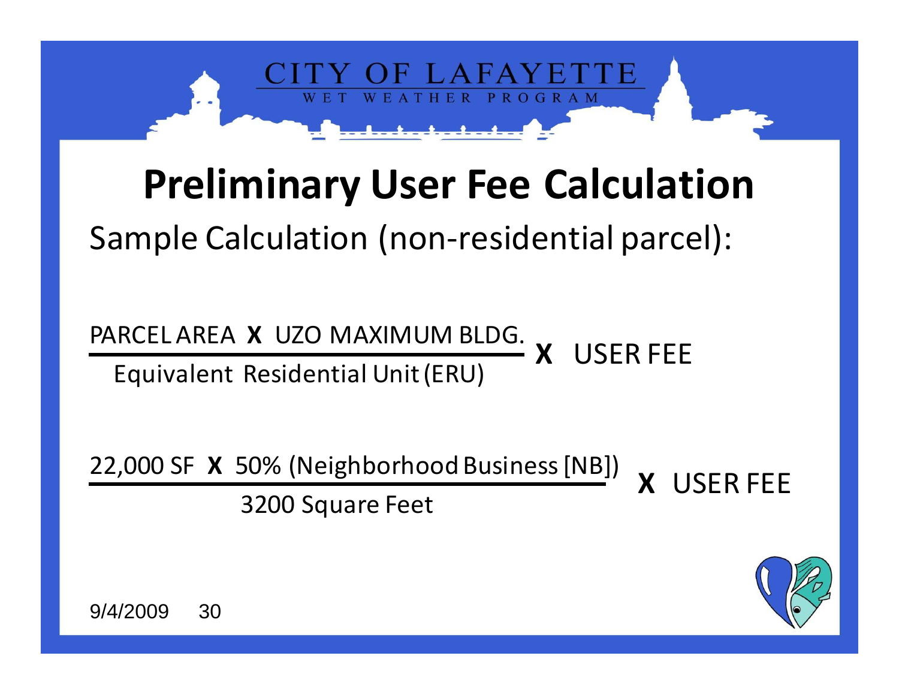CITY OF LAFAYETTE
WET WEATHER PROGRAM

# Preliminary User Fee Calculation

Sample Calculation (non-residential parcel):

$$\frac{\text{PARCEL AREA} \times \text{UZO MAXIMUM BLDG.}}{\text{Equivalent Residential Unit (ERU)}} \times \text{USER FEE}$$

$$\frac{\text{22,000 SF} \times \text{50\% (Neighborhood Business [NB])}}{\text{3200 Square Feet}} \times \text{USER FEE}$$

9/4/2009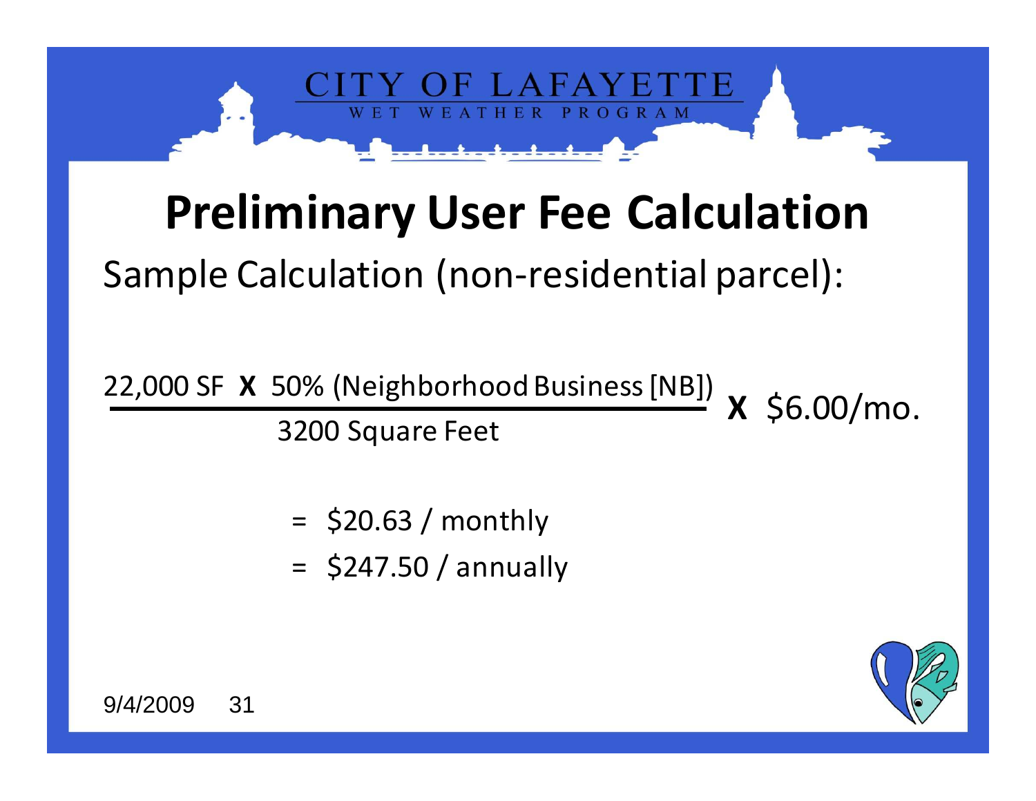# Preliminary User Fee Calculation

Sample Calculation (non-residential parcel):

$$\frac{22{,}000 \text{ SF} \ \mathbf{X} \ 50\% \text{ (Neighborhood Business [NB])}}{3200 \text{ Square Feet}} \ \mathbf{X} \ \$6.00/\text{mo.}$$

= $20.63 / monthly

= $247.50 / annually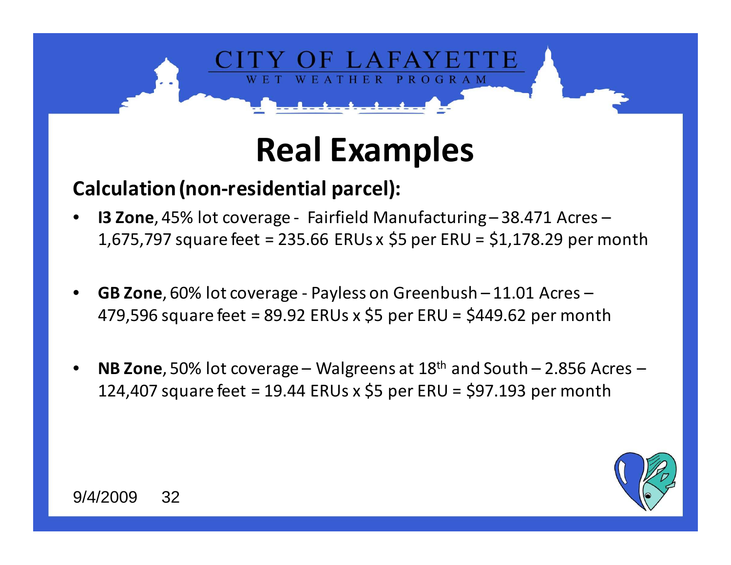# Real Examples

**Calculation (non-residential parcel):**

- **I3 Zone**, 45% lot coverage - Fairfield Manufacturing – 38.471 Acres – 1,675,797 square feet = 235.66 ERUs x $5 per ERU = $1,178.29 per month
- **GB Zone**, 60% lot coverage - Payless on Greenbush – 11.01 Acres – 479,596 square feet = 89.92 ERUs x $5 per ERU = $449.62 per month
- **NB Zone**, 50% lot coverage – Walgreens at 18th and South – 2.856 Acres – 124,407 square feet = 19.44 ERUs x $5 per ERU = $97.193 per month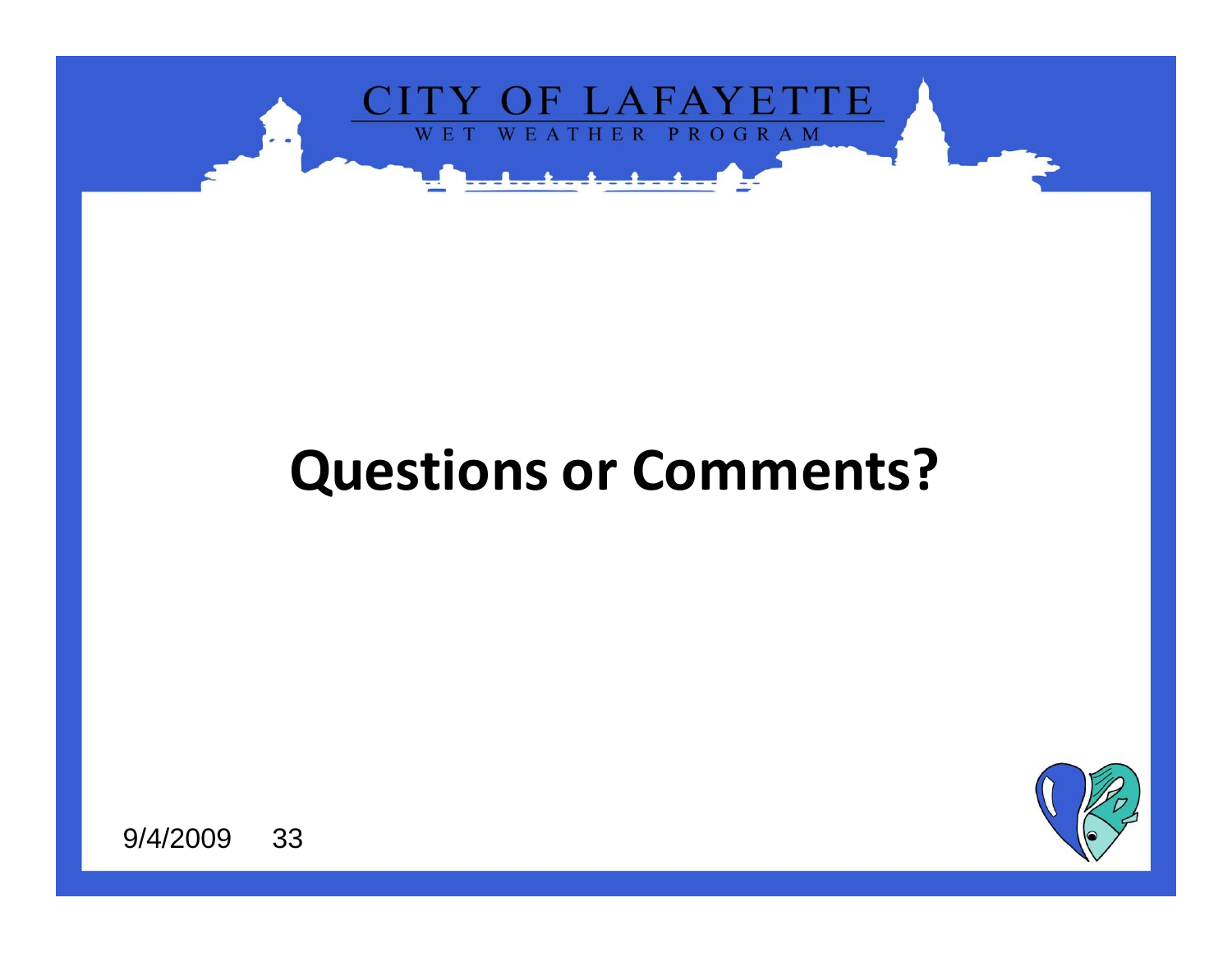# Questions or Comments?